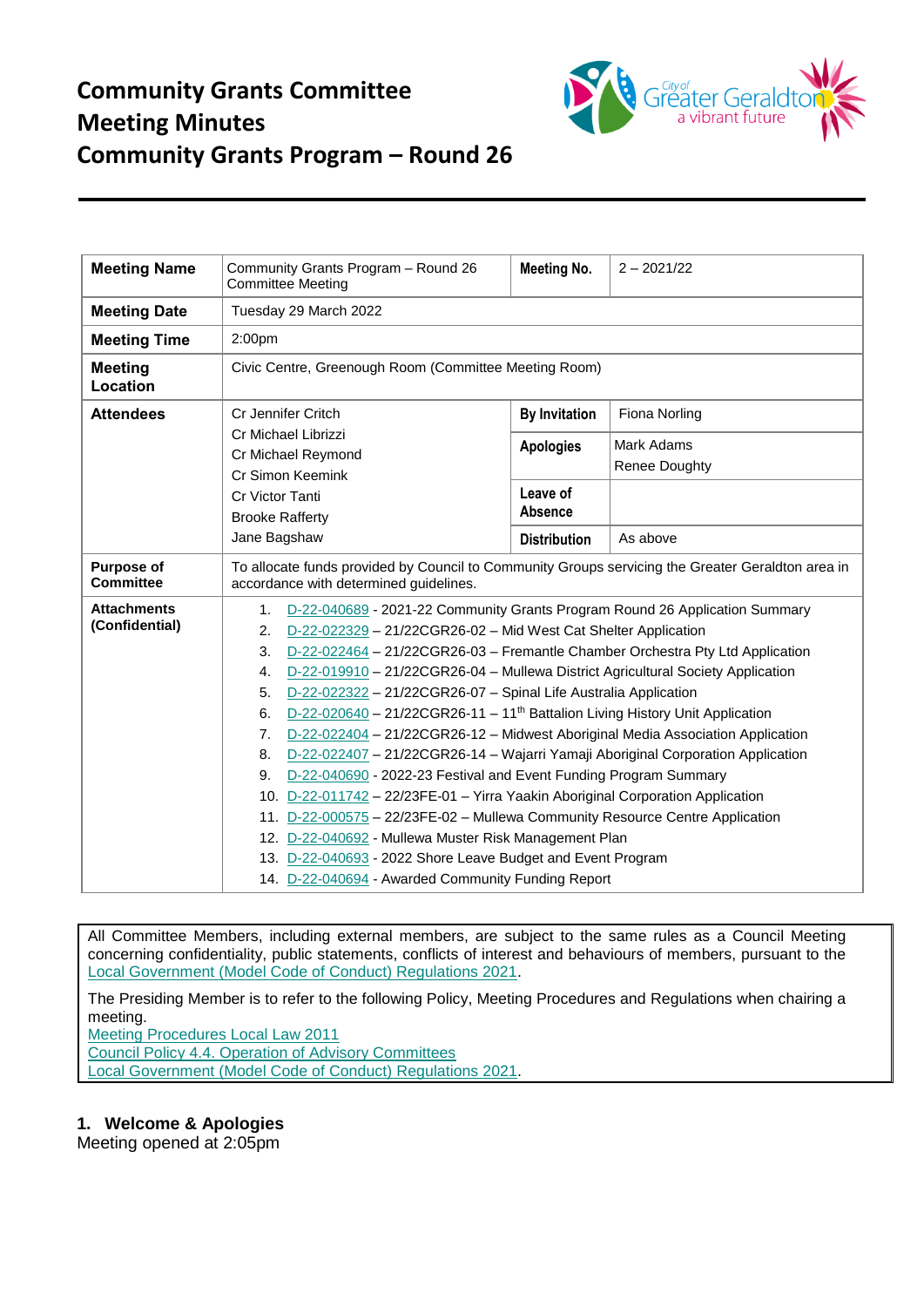# Community Grants Committee Meeting Minutes Community Grants Program – Round 26

| Meeting Name | Community Grants Program – Round 26 Committee Meeting | Meeting No. | 2 – 2021/22 |
|---|---|---|---|
| Meeting Date | Tuesday 29 March 2022 | | |
| Meeting Time | 2:00pm | | |
| Meeting Location | Civic Centre, Greenough Room (Committee Meeting Room) | | |
| Attendees | Cr Jennifer Critch<br>Cr Michael Librizzi<br>Cr Michael Reymond<br>Cr Simon Keemink<br>Cr Victor Tanti<br>Brooke Rafferty<br>Jane Bagshaw | By Invitation | Fiona Norling |
| | | Apologies | Mark Adams<br>Renee Doughty |
| | | Leave of Absence | |
| | | Distribution | As above |
| Purpose of Committee | To allocate funds provided by Council to Community Groups servicing the Greater Geraldton area in accordance with determined guidelines. | | |
| Attachments (Confidential) | 1. D-22-040689 - 2021-22 Community Grants Program Round 26 Application Summary<br>2. D-22-022329 – 21/22CGR26-02 – Mid West Cat Shelter Application<br>3. D-22-022464 – 21/22CGR26-03 – Fremantle Chamber Orchestra Pty Ltd Application<br>4. D-22-019910 – 21/22CGR26-04 – Mullewa District Agricultural Society Application<br>5. D-22-022322 – 21/22CGR26-07 – Spinal Life Australia Application<br>6. D-22-020640 – 21/22CGR26-11 – 11th Battalion Living History Unit Application<br>7. D-22-022404 – 21/22CGR26-12 – Midwest Aboriginal Media Association Application<br>8. D-22-022407 – 21/22CGR26-14 – Wajarri Yamaji Aboriginal Corporation Application<br>9. D-22-040690 - 2022-23 Festival and Event Funding Program Summary<br>10. D-22-011742 – 22/23FE-01 – Yirra Yaakin Aboriginal Corporation Application<br>11. D-22-000575 – 22/23FE-02 – Mullewa Community Resource Centre Application<br>12. D-22-040692 - Mullewa Muster Risk Management Plan<br>13. D-22-040693 - 2022 Shore Leave Budget and Event Program<br>14. D-22-040694 - Awarded Community Funding Report | | |

All Committee Members, including external members, are subject to the same rules as a Council Meeting concerning confidentiality, public statements, conflicts of interest and behaviours of members, pursuant to the Local Government (Model Code of Conduct) Regulations 2021.

The Presiding Member is to refer to the following Policy, Meeting Procedures and Regulations when chairing a meeting.
Meeting Procedures Local Law 2011
Council Policy 4.4. Operation of Advisory Committees
Local Government (Model Code of Conduct) Regulations 2021.

## 1. Welcome & Apologies

Meeting opened at 2:05pm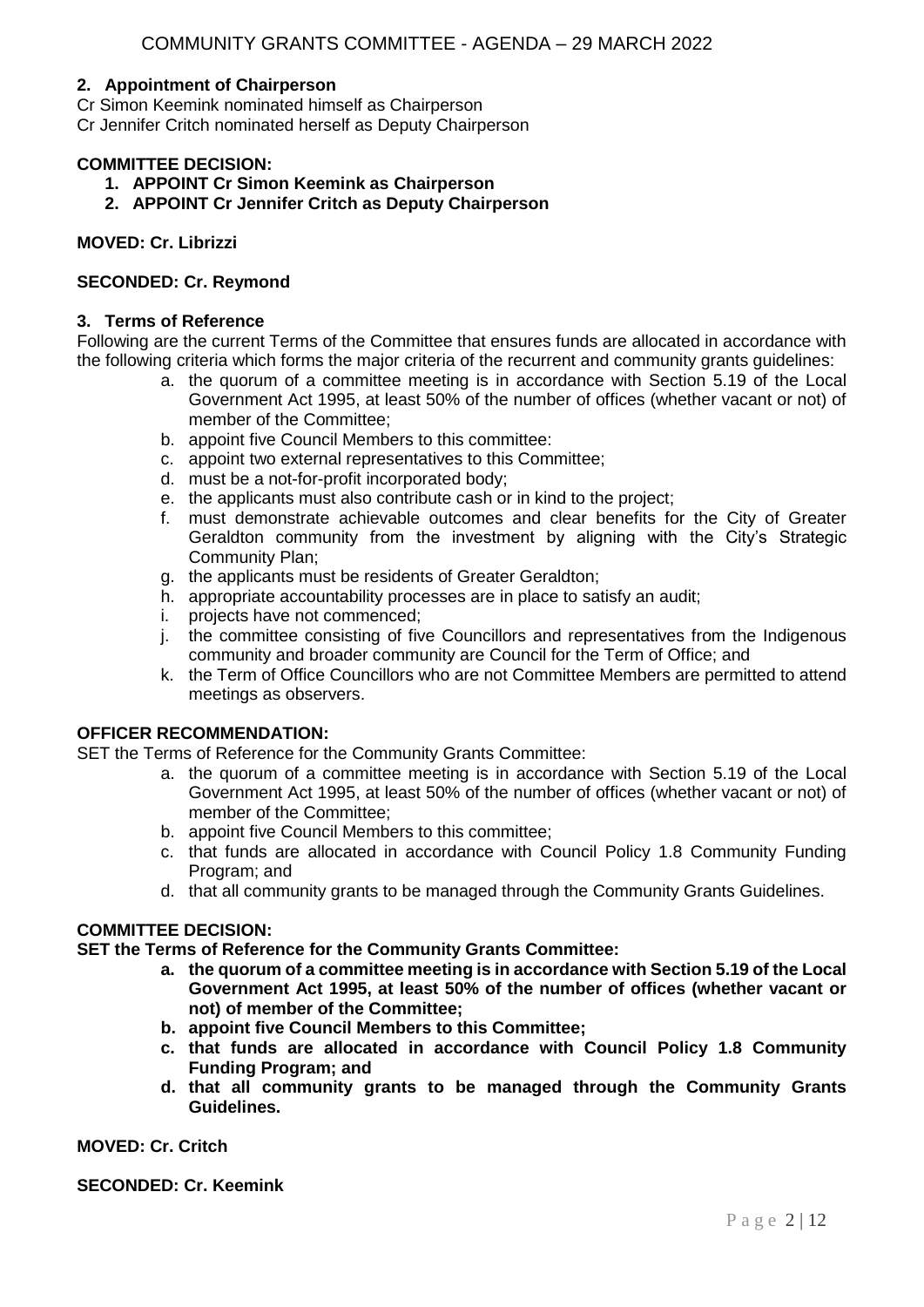## 2. Appointment of Chairperson

Cr Simon Keemink nominated himself as Chairperson
Cr Jennifer Critch nominated herself as Deputy Chairperson

**COMMITTEE DECISION:**

1. **APPOINT Cr Simon Keemink as Chairperson**
2. **APPOINT Cr Jennifer Critch as Deputy Chairperson**

**MOVED: Cr. Librizzi**

**SECONDED: Cr. Reymond**

## 3. Terms of Reference

Following are the current Terms of the Committee that ensures funds are allocated in accordance with the following criteria which forms the major criteria of the recurrent and community grants guidelines:

a. the quorum of a committee meeting is in accordance with Section 5.19 of the Local Government Act 1995, at least 50% of the number of offices (whether vacant or not) of member of the Committee;
b. appoint five Council Members to this committee:
c. appoint two external representatives to this Committee;
d. must be a not-for-profit incorporated body;
e. the applicants must also contribute cash or in kind to the project;
f. must demonstrate achievable outcomes and clear benefits for the City of Greater Geraldton community from the investment by aligning with the City's Strategic Community Plan;
g. the applicants must be residents of Greater Geraldton;
h. appropriate accountability processes are in place to satisfy an audit;
i. projects have not commenced;
j. the committee consisting of five Councillors and representatives from the Indigenous community and broader community are Council for the Term of Office; and
k. the Term of Office Councillors who are not Committee Members are permitted to attend meetings as observers.

**OFFICER RECOMMENDATION:**

SET the Terms of Reference for the Community Grants Committee:

a. the quorum of a committee meeting is in accordance with Section 5.19 of the Local Government Act 1995, at least 50% of the number of offices (whether vacant or not) of member of the Committee;
b. appoint five Council Members to this committee;
c. that funds are allocated in accordance with Council Policy 1.8 Community Funding Program; and
d. that all community grants to be managed through the Community Grants Guidelines.

**COMMITTEE DECISION:**

**SET the Terms of Reference for the Community Grants Committee:**

a. **the quorum of a committee meeting is in accordance with Section 5.19 of the Local Government Act 1995, at least 50% of the number of offices (whether vacant or not) of member of the Committee;**
b. **appoint five Council Members to this Committee;**
c. **that funds are allocated in accordance with Council Policy 1.8 Community Funding Program; and**
d. **that all community grants to be managed through the Community Grants Guidelines.**

**MOVED: Cr. Critch**

**SECONDED: Cr. Keemink**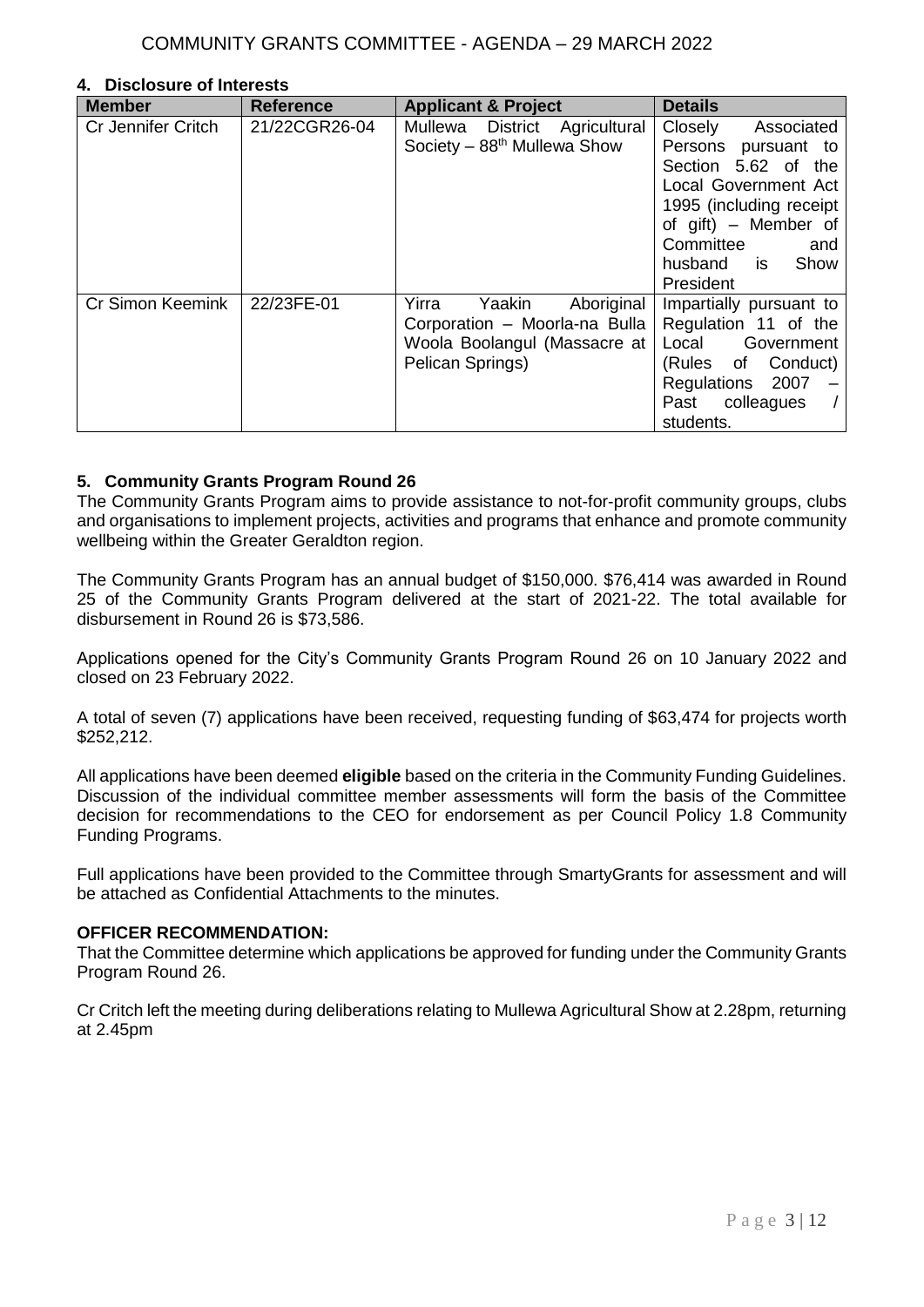## 4. Disclosure of Interests

| Member | Reference | Applicant & Project | Details |
|---|---|---|---|
| Cr Jennifer Critch | 21/22CGR26-04 | Mullewa District Agricultural Society – 88th Mullewa Show | Closely Associated Persons pursuant to Section 5.62 of the Local Government Act 1995 (including receipt of gift) – Member of Committee and husband is Show President |
| Cr Simon Keemink | 22/23FE-01 | Yirra Yaakin Aboriginal Corporation – Moorla-na Bulla Woola Boolangul (Massacre at Pelican Springs) | Impartially pursuant to Regulation 11 of the Local Government (Rules of Conduct) Regulations 2007 – Past colleagues / students. |

## 5. Community Grants Program Round 26

The Community Grants Program aims to provide assistance to not-for-profit community groups, clubs and organisations to implement projects, activities and programs that enhance and promote community wellbeing within the Greater Geraldton region.

The Community Grants Program has an annual budget of $150,000. $76,414 was awarded in Round 25 of the Community Grants Program delivered at the start of 2021-22. The total available for disbursement in Round 26 is $73,586.

Applications opened for the City's Community Grants Program Round 26 on 10 January 2022 and closed on 23 February 2022.

A total of seven (7) applications have been received, requesting funding of $63,474 for projects worth $252,212.

All applications have been deemed **eligible** based on the criteria in the Community Funding Guidelines. Discussion of the individual committee member assessments will form the basis of the Committee decision for recommendations to the CEO for endorsement as per Council Policy 1.8 Community Funding Programs.

Full applications have been provided to the Committee through SmartyGrants for assessment and will be attached as Confidential Attachments to the minutes.

**OFFICER RECOMMENDATION:**

That the Committee determine which applications be approved for funding under the Community Grants Program Round 26.

Cr Critch left the meeting during deliberations relating to Mullewa Agricultural Show at 2.28pm, returning at 2.45pm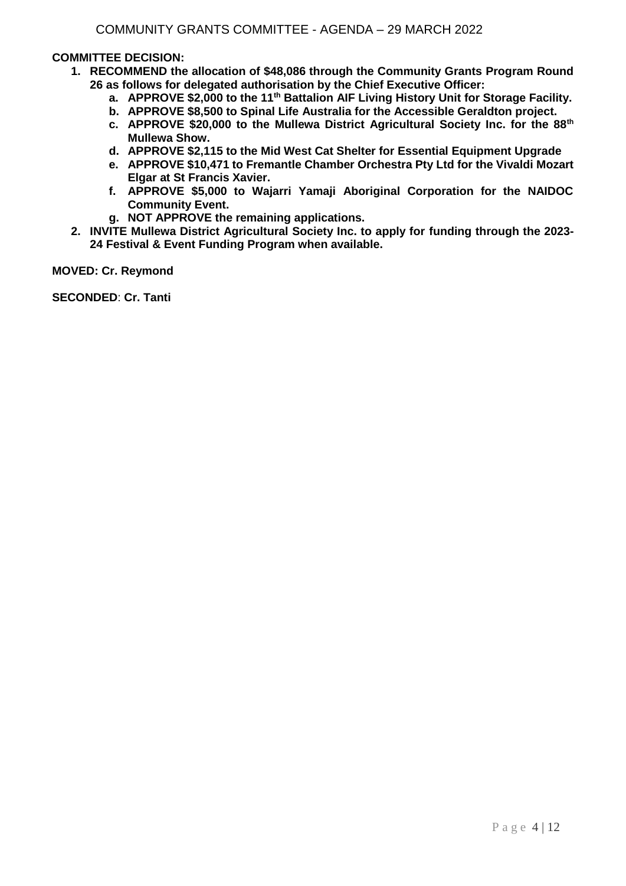**COMMITTEE DECISION:**

1. **RECOMMEND the allocation of $48,086 through the Community Grants Program Round 26 as follows for delegated authorisation by the Chief Executive Officer:**
   a. **APPROVE $2,000 to the 11th Battalion AIF Living History Unit for Storage Facility.**
   b. **APPROVE $8,500 to Spinal Life Australia for the Accessible Geraldton project.**
   c. **APPROVE $20,000 to the Mullewa District Agricultural Society Inc. for the 88th Mullewa Show.**
   d. **APPROVE $2,115 to the Mid West Cat Shelter for Essential Equipment Upgrade**
   e. **APPROVE $10,471 to Fremantle Chamber Orchestra Pty Ltd for the Vivaldi Mozart Elgar at St Francis Xavier.**
   f. **APPROVE $5,000 to Wajarri Yamaji Aboriginal Corporation for the NAIDOC Community Event.**
   g. **NOT APPROVE the remaining applications.**
2. **INVITE Mullewa District Agricultural Society Inc. to apply for funding through the 2023-24 Festival & Event Funding Program when available.**

**MOVED: Cr. Reymond**

**SECONDED**: **Cr. Tanti**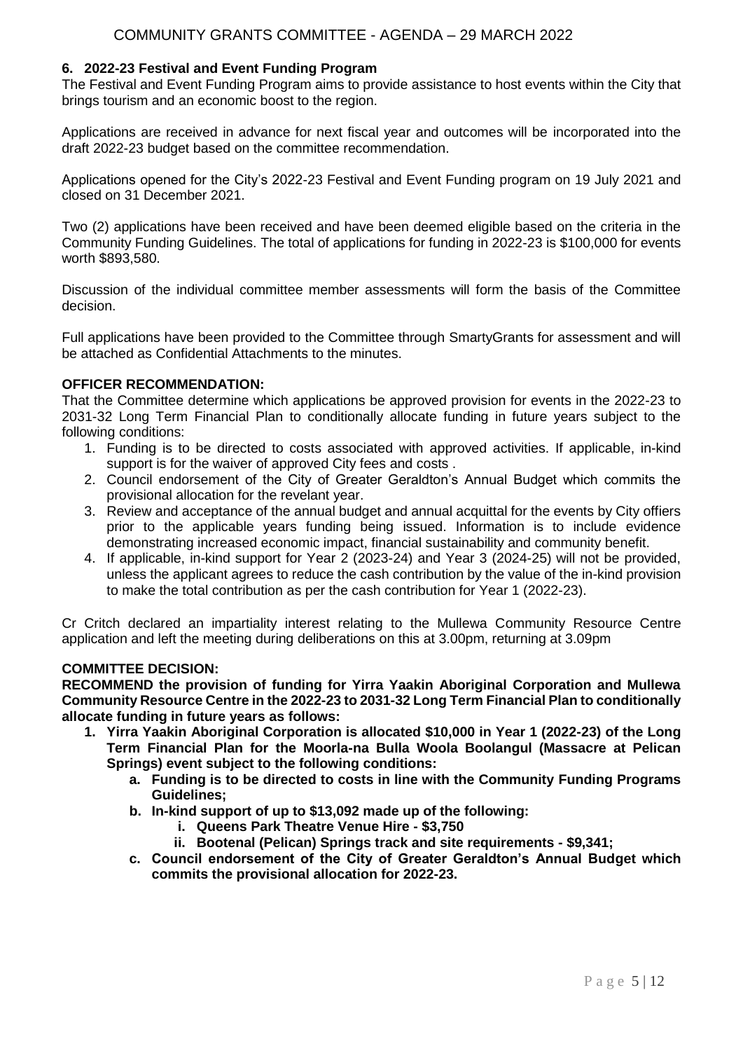## 6. 2022-23 Festival and Event Funding Program

The Festival and Event Funding Program aims to provide assistance to host events within the City that brings tourism and an economic boost to the region.

Applications are received in advance for next fiscal year and outcomes will be incorporated into the draft 2022-23 budget based on the committee recommendation.

Applications opened for the City's 2022-23 Festival and Event Funding program on 19 July 2021 and closed on 31 December 2021.

Two (2) applications have been received and have been deemed eligible based on the criteria in the Community Funding Guidelines. The total of applications for funding in 2022-23 is $100,000 for events worth $893,580.

Discussion of the individual committee member assessments will form the basis of the Committee decision.

Full applications have been provided to the Committee through SmartyGrants for assessment and will be attached as Confidential Attachments to the minutes.

**OFFICER RECOMMENDATION:**

That the Committee determine which applications be approved provision for events in the 2022-23 to 2031-32 Long Term Financial Plan to conditionally allocate funding in future years subject to the following conditions:

1. Funding is to be directed to costs associated with approved activities. If applicable, in-kind support is for the waiver of approved City fees and costs .
2. Council endorsement of the City of Greater Geraldton's Annual Budget which commits the provisional allocation for the revelant year.
3. Review and acceptance of the annual budget and annual acquittal for the events by City offiers prior to the applicable years funding being issued. Information is to include evidence demonstrating increased economic impact, financial sustainability and community benefit.
4. If applicable, in-kind support for Year 2 (2023-24) and Year 3 (2024-25) will not be provided, unless the applicant agrees to reduce the cash contribution by the value of the in-kind provision to make the total contribution as per the cash contribution for Year 1 (2022-23).

Cr Critch declared an impartiality interest relating to the Mullewa Community Resource Centre application and left the meeting during deliberations on this at 3.00pm, returning at 3.09pm

**COMMITTEE DECISION:**

**RECOMMEND the provision of funding for Yirra Yaakin Aboriginal Corporation and Mullewa Community Resource Centre in the 2022-23 to 2031-32 Long Term Financial Plan to conditionally allocate funding in future years as follows:**

1. **Yirra Yaakin Aboriginal Corporation is allocated $10,000 in Year 1 (2022-23) of the Long Term Financial Plan for the Moorla-na Bulla Woola Boolangul (Massacre at Pelican Springs) event subject to the following conditions:**
   a. **Funding is to be directed to costs in line with the Community Funding Programs Guidelines;**
   b. **In-kind support of up to $13,092 made up of the following:**
      i. **Queens Park Theatre Venue Hire - $3,750**
      ii. **Bootenal (Pelican) Springs track and site requirements - $9,341;**
   c. **Council endorsement of the City of Greater Geraldton's Annual Budget which commits the provisional allocation for 2022-23.**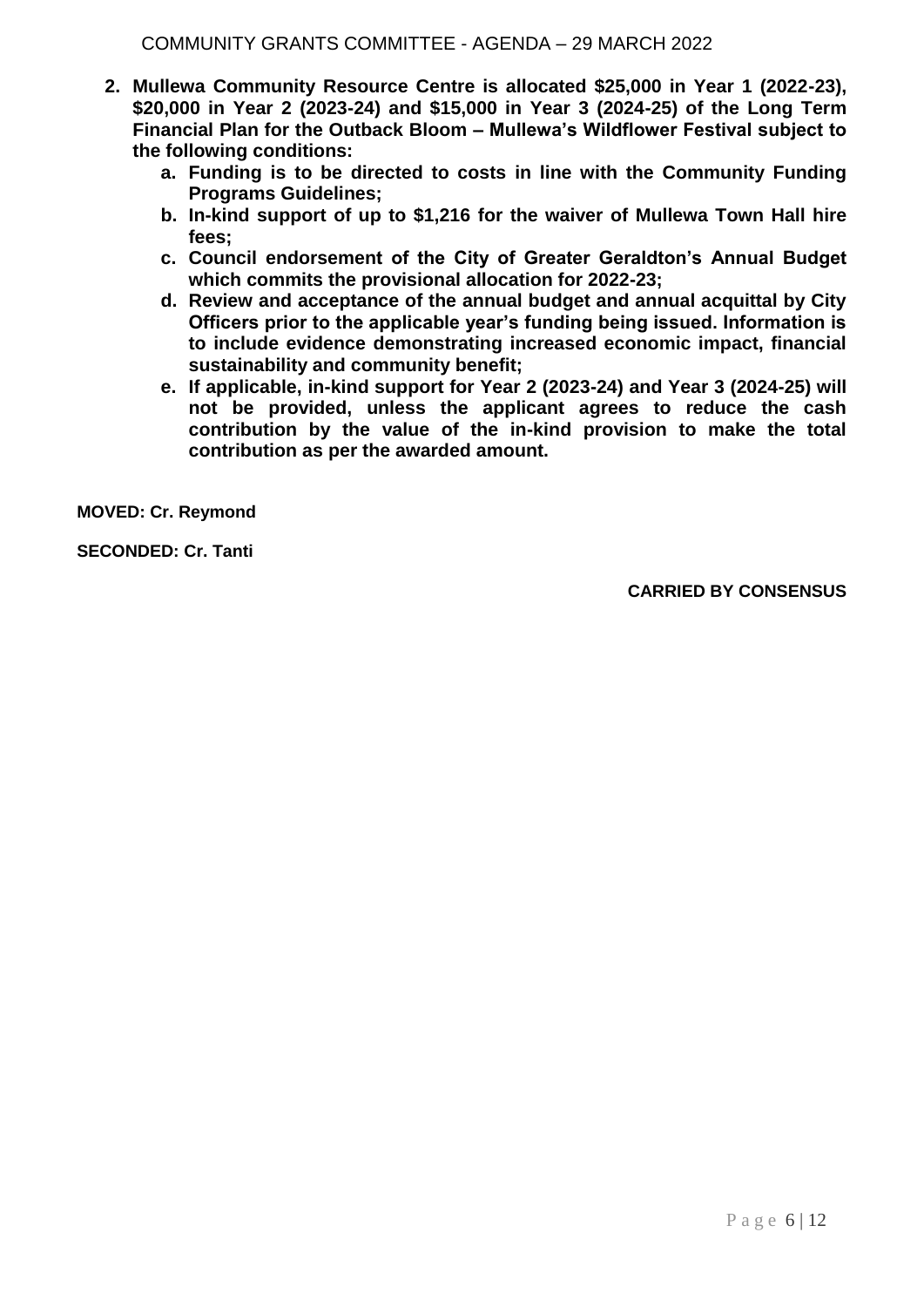2. **Mullewa Community Resource Centre is allocated $25,000 in Year 1 (2022-23), $20,000 in Year 2 (2023-24) and $15,000 in Year 3 (2024-25) of the Long Term Financial Plan for the Outback Bloom – Mullewa's Wildflower Festival subject to the following conditions:**
    a. **Funding is to be directed to costs in line with the Community Funding Programs Guidelines;**
    b. **In-kind support of up to $1,216 for the waiver of Mullewa Town Hall hire fees;**
    c. **Council endorsement of the City of Greater Geraldton's Annual Budget which commits the provisional allocation for 2022-23;**
    d. **Review and acceptance of the annual budget and annual acquittal by City Officers prior to the applicable year's funding being issued. Information is to include evidence demonstrating increased economic impact, financial sustainability and community benefit;**
    e. **If applicable, in-kind support for Year 2 (2023-24) and Year 3 (2024-25) will not be provided, unless the applicant agrees to reduce the cash contribution by the value of the in-kind provision to make the total contribution as per the awarded amount.**

**MOVED: Cr. Reymond**

**SECONDED: Cr. Tanti**

**CARRIED BY CONSENSUS**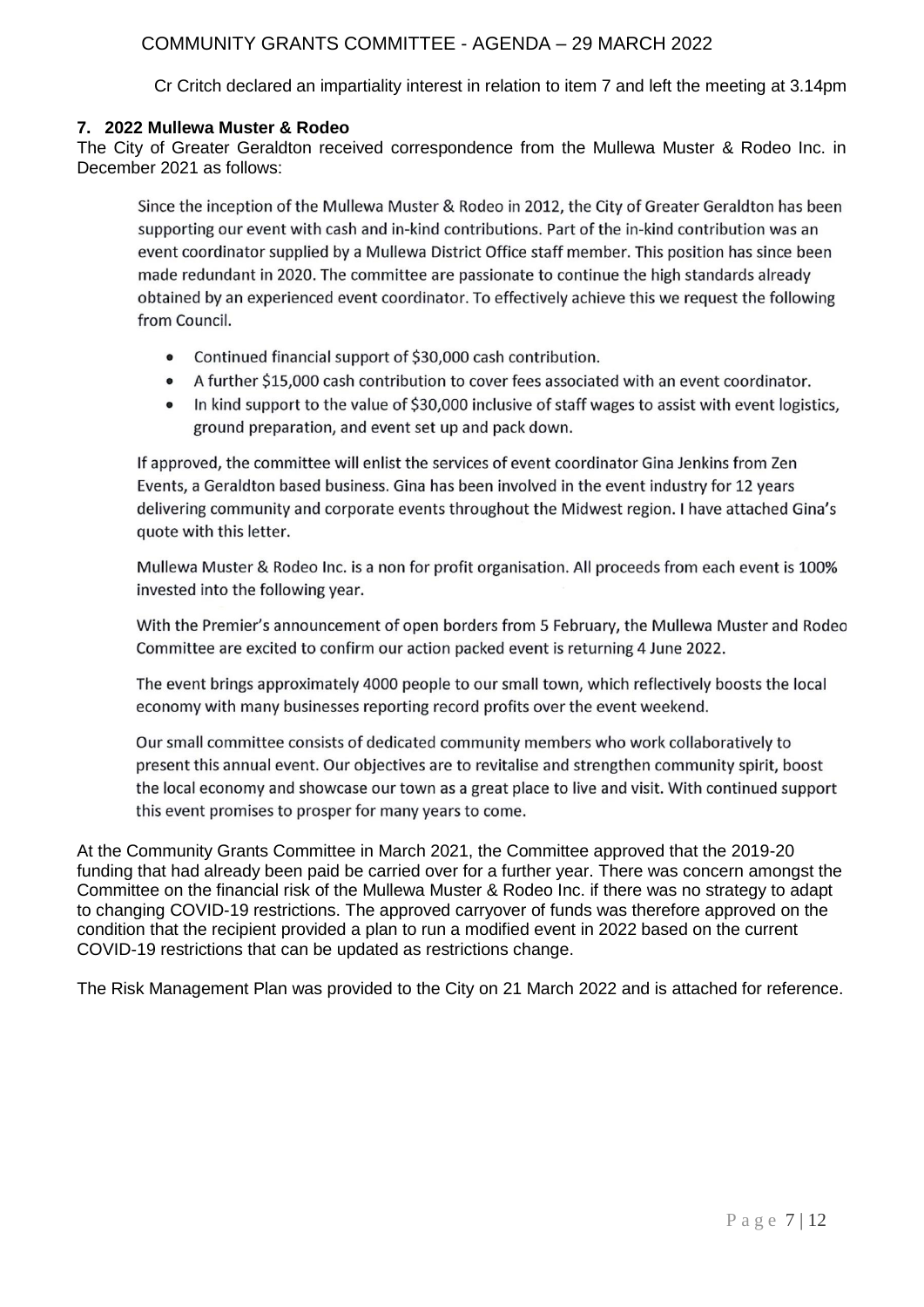Cr Critch declared an impartiality interest in relation to item 7 and left the meeting at 3.14pm

### 7. 2022 Mullewa Muster & Rodeo

The City of Greater Geraldton received correspondence from the Mullewa Muster & Rodeo Inc. in December 2021 as follows:

> Since the inception of the Mullewa Muster & Rodeo in 2012, the City of Greater Geraldton has been supporting our event with cash and in-kind contributions. Part of the in-kind contribution was an event coordinator supplied by a Mullewa District Office staff member. This position has since been made redundant in 2020. The committee are passionate to continue the high standards already obtained by an experienced event coordinator. To effectively achieve this we request the following from Council.
>
> - Continued financial support of $30,000 cash contribution.
> - A further $15,000 cash contribution to cover fees associated with an event coordinator.
> - In kind support to the value of $30,000 inclusive of staff wages to assist with event logistics, ground preparation, and event set up and pack down.
>
> If approved, the committee will enlist the services of event coordinator Gina Jenkins from Zen Events, a Geraldton based business. Gina has been involved in the event industry for 12 years delivering community and corporate events throughout the Midwest region. I have attached Gina's quote with this letter.
>
> Mullewa Muster & Rodeo Inc. is a non for profit organisation. All proceeds from each event is 100% invested into the following year.
>
> With the Premier's announcement of open borders from 5 February, the Mullewa Muster and Rodeo Committee are excited to confirm our action packed event is returning 4 June 2022.
>
> The event brings approximately 4000 people to our small town, which reflectively boosts the local economy with many businesses reporting record profits over the event weekend.
>
> Our small committee consists of dedicated community members who work collaboratively to present this annual event. Our objectives are to revitalise and strengthen community spirit, boost the local economy and showcase our town as a great place to live and visit. With continued support this event promises to prosper for many years to come.

At the Community Grants Committee in March 2021, the Committee approved that the 2019-20 funding that had already been paid be carried over for a further year. There was concern amongst the Committee on the financial risk of the Mullewa Muster & Rodeo Inc. if there was no strategy to adapt to changing COVID-19 restrictions. The approved carryover of funds was therefore approved on the condition that the recipient provided a plan to run a modified event in 2022 based on the current COVID-19 restrictions that can be updated as restrictions change.

The Risk Management Plan was provided to the City on 21 March 2022 and is attached for reference.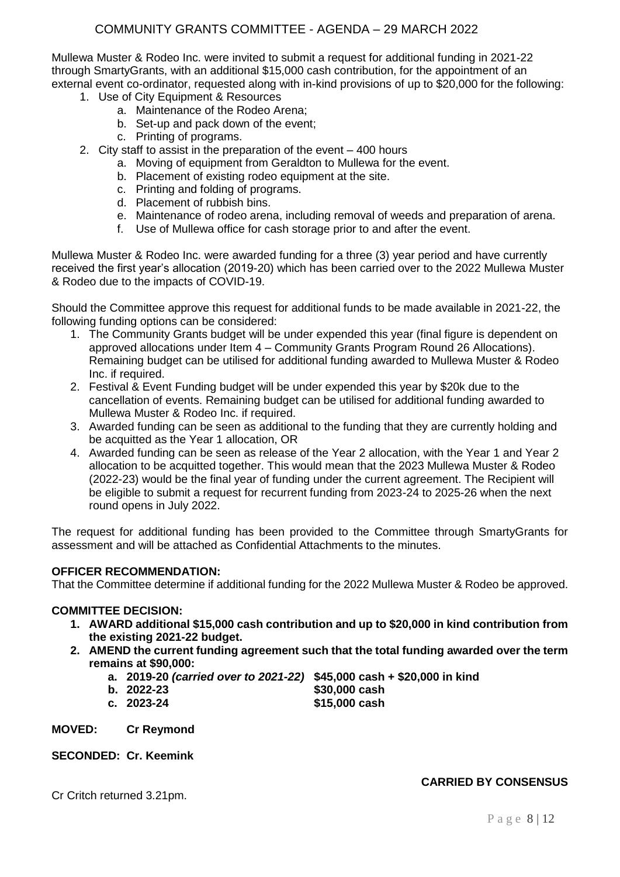Mullewa Muster & Rodeo Inc. were invited to submit a request for additional funding in 2021-22 through SmartyGrants, with an additional $15,000 cash contribution, for the appointment of an external event co-ordinator, requested along with in-kind provisions of up to $20,000 for the following:

1. Use of City Equipment & Resources
   a. Maintenance of the Rodeo Arena;
   b. Set-up and pack down of the event;
   c. Printing of programs.
2. City staff to assist in the preparation of the event – 400 hours
   a. Moving of equipment from Geraldton to Mullewa for the event.
   b. Placement of existing rodeo equipment at the site.
   c. Printing and folding of programs.
   d. Placement of rubbish bins.
   e. Maintenance of rodeo arena, including removal of weeds and preparation of arena.
   f. Use of Mullewa office for cash storage prior to and after the event.

Mullewa Muster & Rodeo Inc. were awarded funding for a three (3) year period and have currently received the first year's allocation (2019-20) which has been carried over to the 2022 Mullewa Muster & Rodeo due to the impacts of COVID-19.

Should the Committee approve this request for additional funds to be made available in 2021-22, the following funding options can be considered:

1. The Community Grants budget will be under expended this year (final figure is dependent on approved allocations under Item 4 – Community Grants Program Round 26 Allocations). Remaining budget can be utilised for additional funding awarded to Mullewa Muster & Rodeo Inc. if required.
2. Festival & Event Funding budget will be under expended this year by $20k due to the cancellation of events. Remaining budget can be utilised for additional funding awarded to Mullewa Muster & Rodeo Inc. if required.
3. Awarded funding can be seen as additional to the funding that they are currently holding and be acquitted as the Year 1 allocation, OR
4. Awarded funding can be seen as release of the Year 2 allocation, with the Year 1 and Year 2 allocation to be acquitted together. This would mean that the 2023 Mullewa Muster & Rodeo (2022-23) would be the final year of funding under the current agreement. The Recipient will be eligible to submit a request for recurrent funding from 2023-24 to 2025-26 when the next round opens in July 2022.

The request for additional funding has been provided to the Committee through SmartyGrants for assessment and will be attached as Confidential Attachments to the minutes.

**OFFICER RECOMMENDATION:**
That the Committee determine if additional funding for the 2022 Mullewa Muster & Rodeo be approved.

**COMMITTEE DECISION:**

1. **AWARD additional $15,000 cash contribution and up to $20,000 in kind contribution from the existing 2021-22 budget.**
2. **AMEND the current funding agreement such that the total funding awarded over the term remains at $90,000:**
   a. **2019-20 *(carried over to 2021-22)*** **$45,000 cash + $20,000 in kind**
   b. **2022-23** **$30,000 cash**
   c. **2023-24** **$15,000 cash**

**MOVED:** **Cr Reymond**

**SECONDED:** **Cr. Keemink**

**CARRIED BY CONSENSUS**

Cr Critch returned 3.21pm.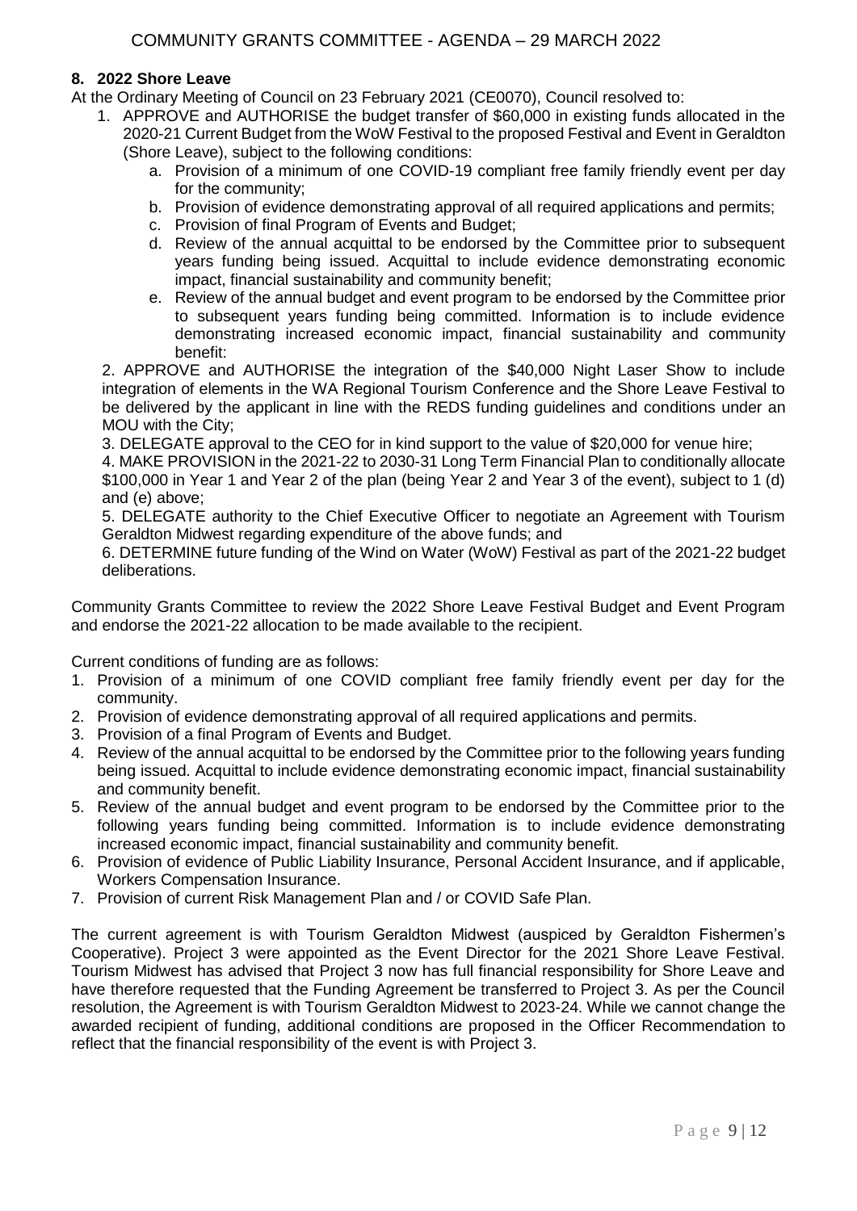## 8. 2022 Shore Leave

At the Ordinary Meeting of Council on 23 February 2021 (CE0070), Council resolved to:

1. APPROVE and AUTHORISE the budget transfer of $60,000 in existing funds allocated in the 2020-21 Current Budget from the WoW Festival to the proposed Festival and Event in Geraldton (Shore Leave), subject to the following conditions:
   a. Provision of a minimum of one COVID-19 compliant free family friendly event per day for the community;
   b. Provision of evidence demonstrating approval of all required applications and permits;
   c. Provision of final Program of Events and Budget;
   d. Review of the annual acquittal to be endorsed by the Committee prior to subsequent years funding being issued. Acquittal to include evidence demonstrating economic impact, financial sustainability and community benefit;
   e. Review of the annual budget and event program to be endorsed by the Committee prior to subsequent years funding being committed. Information is to include evidence demonstrating increased economic impact, financial sustainability and community benefit:

2. APPROVE and AUTHORISE the integration of the $40,000 Night Laser Show to include integration of elements in the WA Regional Tourism Conference and the Shore Leave Festival to be delivered by the applicant in line with the REDS funding guidelines and conditions under an MOU with the City;

3. DELEGATE approval to the CEO for in kind support to the value of $20,000 for venue hire;

4. MAKE PROVISION in the 2021-22 to 2030-31 Long Term Financial Plan to conditionally allocate $100,000 in Year 1 and Year 2 of the plan (being Year 2 and Year 3 of the event), subject to 1 (d) and (e) above;

5. DELEGATE authority to the Chief Executive Officer to negotiate an Agreement with Tourism Geraldton Midwest regarding expenditure of the above funds; and

6. DETERMINE future funding of the Wind on Water (WoW) Festival as part of the 2021-22 budget deliberations.

Community Grants Committee to review the 2022 Shore Leave Festival Budget and Event Program and endorse the 2021-22 allocation to be made available to the recipient.

Current conditions of funding are as follows:

1. Provision of a minimum of one COVID compliant free family friendly event per day for the community.
2. Provision of evidence demonstrating approval of all required applications and permits.
3. Provision of a final Program of Events and Budget.
4. Review of the annual acquittal to be endorsed by the Committee prior to the following years funding being issued. Acquittal to include evidence demonstrating economic impact, financial sustainability and community benefit.
5. Review of the annual budget and event program to be endorsed by the Committee prior to the following years funding being committed. Information is to include evidence demonstrating increased economic impact, financial sustainability and community benefit.
6. Provision of evidence of Public Liability Insurance, Personal Accident Insurance, and if applicable, Workers Compensation Insurance.
7. Provision of current Risk Management Plan and / or COVID Safe Plan.

The current agreement is with Tourism Geraldton Midwest (auspiced by Geraldton Fishermen's Cooperative). Project 3 were appointed as the Event Director for the 2021 Shore Leave Festival. Tourism Midwest has advised that Project 3 now has full financial responsibility for Shore Leave and have therefore requested that the Funding Agreement be transferred to Project 3. As per the Council resolution, the Agreement is with Tourism Geraldton Midwest to 2023-24. While we cannot change the awarded recipient of funding, additional conditions are proposed in the Officer Recommendation to reflect that the financial responsibility of the event is with Project 3.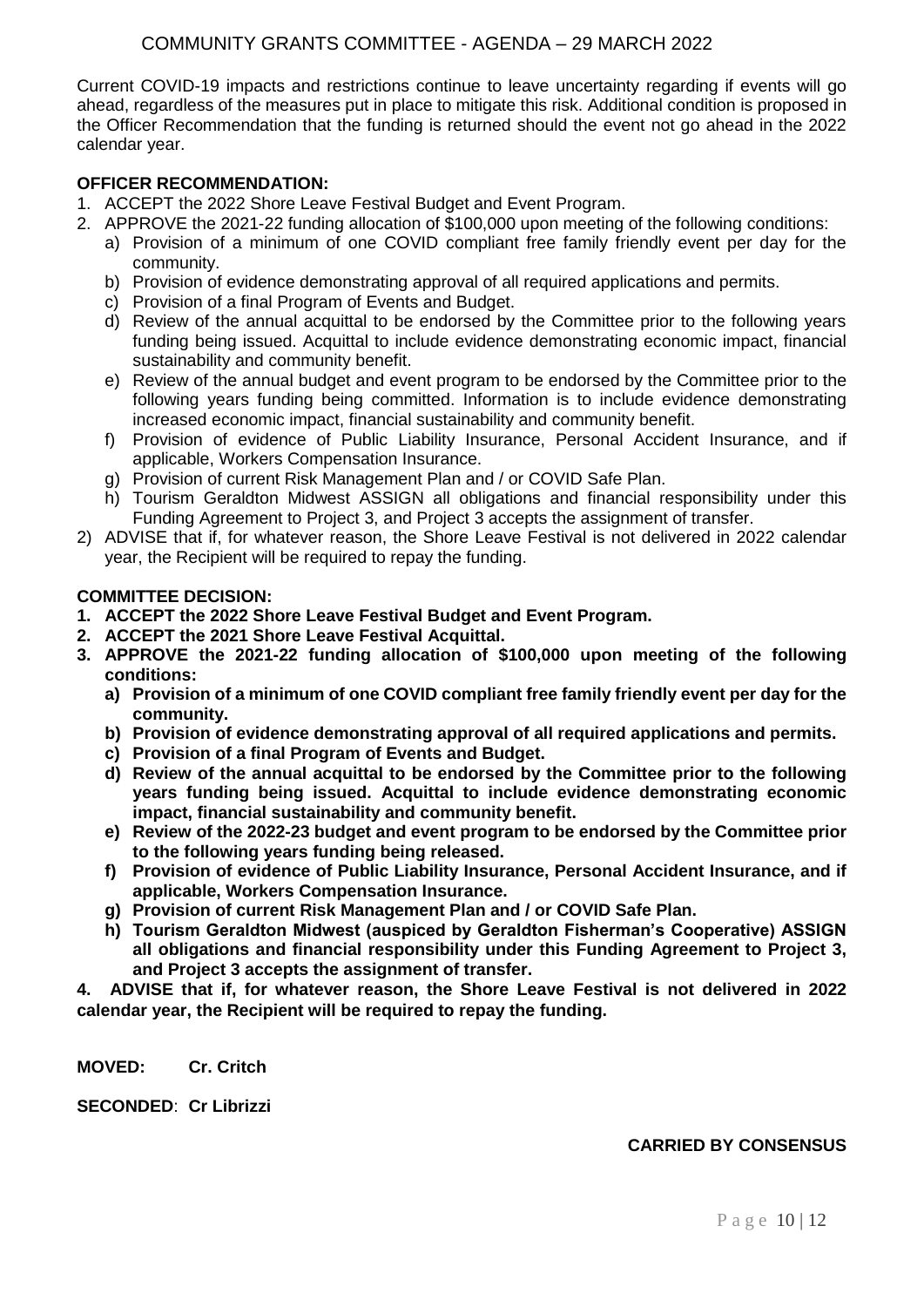Current COVID-19 impacts and restrictions continue to leave uncertainty regarding if events will go ahead, regardless of the measures put in place to mitigate this risk. Additional condition is proposed in the Officer Recommendation that the funding is returned should the event not go ahead in the 2022 calendar year.

**OFFICER RECOMMENDATION:**

1. ACCEPT the 2022 Shore Leave Festival Budget and Event Program.
2. APPROVE the 2021-22 funding allocation of $100,000 upon meeting of the following conditions:
   a) Provision of a minimum of one COVID compliant free family friendly event per day for the community.
   b) Provision of evidence demonstrating approval of all required applications and permits.
   c) Provision of a final Program of Events and Budget.
   d) Review of the annual acquittal to be endorsed by the Committee prior to the following years funding being issued. Acquittal to include evidence demonstrating economic impact, financial sustainability and community benefit.
   e) Review of the annual budget and event program to be endorsed by the Committee prior to the following years funding being committed. Information is to include evidence demonstrating increased economic impact, financial sustainability and community benefit.
   f) Provision of evidence of Public Liability Insurance, Personal Accident Insurance, and if applicable, Workers Compensation Insurance.
   g) Provision of current Risk Management Plan and / or COVID Safe Plan.
   h) Tourism Geraldton Midwest ASSIGN all obligations and financial responsibility under this Funding Agreement to Project 3, and Project 3 accepts the assignment of transfer.

2) ADVISE that if, for whatever reason, the Shore Leave Festival is not delivered in 2022 calendar year, the Recipient will be required to repay the funding.

**COMMITTEE DECISION:**

1. **ACCEPT the 2022 Shore Leave Festival Budget and Event Program.**
2. **ACCEPT the 2021 Shore Leave Festival Acquittal.**
3. **APPROVE the 2021-22 funding allocation of $100,000 upon meeting of the following conditions:**
   **a) Provision of a minimum of one COVID compliant free family friendly event per day for the community.**
   **b) Provision of evidence demonstrating approval of all required applications and permits.**
   **c) Provision of a final Program of Events and Budget.**
   **d) Review of the annual acquittal to be endorsed by the Committee prior to the following years funding being issued. Acquittal to include evidence demonstrating economic impact, financial sustainability and community benefit.**
   **e) Review of the 2022-23 budget and event program to be endorsed by the Committee prior to the following years funding being released.**
   **f) Provision of evidence of Public Liability Insurance, Personal Accident Insurance, and if applicable, Workers Compensation Insurance.**
   **g) Provision of current Risk Management Plan and / or COVID Safe Plan.**
   **h) Tourism Geraldton Midwest (auspiced by Geraldton Fisherman's Cooperative) ASSIGN all obligations and financial responsibility under this Funding Agreement to Project 3, and Project 3 accepts the assignment of transfer.**
4. **ADVISE that if, for whatever reason, the Shore Leave Festival is not delivered in 2022 calendar year, the Recipient will be required to repay the funding.**

**MOVED: Cr. Critch**

**SECONDED: Cr Librizzi**

**CARRIED BY CONSENSUS**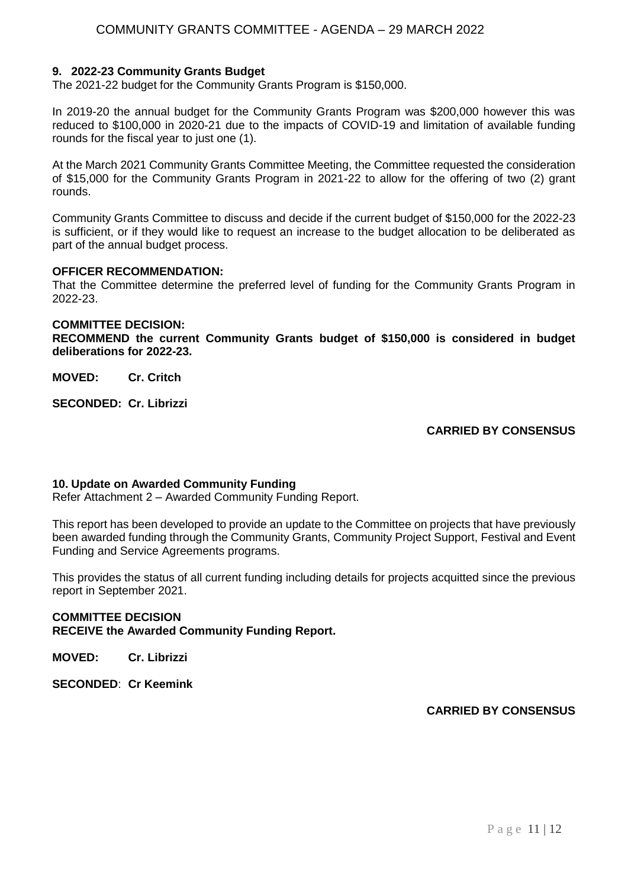## 9. 2022-23 Community Grants Budget

The 2021-22 budget for the Community Grants Program is $150,000.

In 2019-20 the annual budget for the Community Grants Program was $200,000 however this was reduced to $100,000 in 2020-21 due to the impacts of COVID-19 and limitation of available funding rounds for the fiscal year to just one (1).

At the March 2021 Community Grants Committee Meeting, the Committee requested the consideration of $15,000 for the Community Grants Program in 2021-22 to allow for the offering of two (2) grant rounds.

Community Grants Committee to discuss and decide if the current budget of $150,000 for the 2022-23 is sufficient, or if they would like to request an increase to the budget allocation to be deliberated as part of the annual budget process.

**OFFICER RECOMMENDATION:**
That the Committee determine the preferred level of funding for the Community Grants Program in 2022-23.

**COMMITTEE DECISION:**
**RECOMMEND the current Community Grants budget of $150,000 is considered in budget deliberations for 2022-23.**

**MOVED:** **Cr. Critch**

**SECONDED:** **Cr. Librizzi**

**CARRIED BY CONSENSUS**

## 10. Update on Awarded Community Funding

Refer Attachment 2 – Awarded Community Funding Report.

This report has been developed to provide an update to the Committee on projects that have previously been awarded funding through the Community Grants, Community Project Support, Festival and Event Funding and Service Agreements programs.

This provides the status of all current funding including details for projects acquitted since the previous report in September 2021.

**COMMITTEE DECISION**
**RECEIVE the Awarded Community Funding Report.**

**MOVED:** **Cr. Librizzi**

**SECONDED**: **Cr Keemink**

**CARRIED BY CONSENSUS**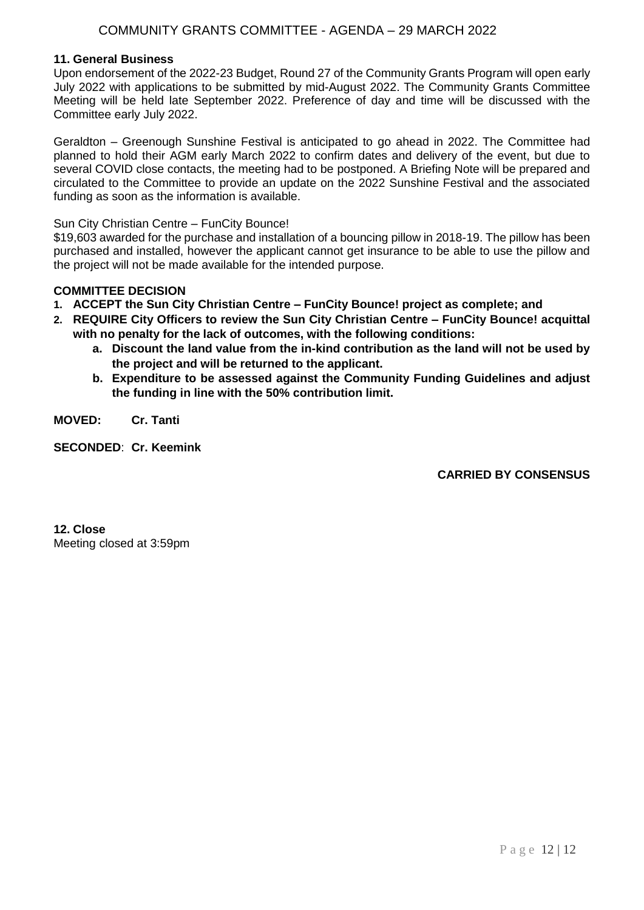### 11. General Business

Upon endorsement of the 2022-23 Budget, Round 27 of the Community Grants Program will open early July 2022 with applications to be submitted by mid-August 2022. The Community Grants Committee Meeting will be held late September 2022. Preference of day and time will be discussed with the Committee early July 2022.

Geraldton – Greenough Sunshine Festival is anticipated to go ahead in 2022. The Committee had planned to hold their AGM early March 2022 to confirm dates and delivery of the event, but due to several COVID close contacts, the meeting had to be postponed. A Briefing Note will be prepared and circulated to the Committee to provide an update on the 2022 Sunshine Festival and the associated funding as soon as the information is available.

Sun City Christian Centre – FunCity Bounce!
$19,603 awarded for the purchase and installation of a bouncing pillow in 2018-19. The pillow has been purchased and installed, however the applicant cannot get insurance to be able to use the pillow and the project will not be made available for the intended purpose.

**COMMITTEE DECISION**

1. **ACCEPT the Sun City Christian Centre – FunCity Bounce! project as complete; and**
2. **REQUIRE City Officers to review the Sun City Christian Centre – FunCity Bounce! acquittal with no penalty for the lack of outcomes, with the following conditions:**
   a. **Discount the land value from the in-kind contribution as the land will not be used by the project and will be returned to the applicant.**
   b. **Expenditure to be assessed against the Community Funding Guidelines and adjust the funding in line with the 50% contribution limit.**

**MOVED:** **Cr. Tanti**

**SECONDED**: **Cr. Keemink**

**CARRIED BY CONSENSUS**

### 12. Close

Meeting closed at 3:59pm